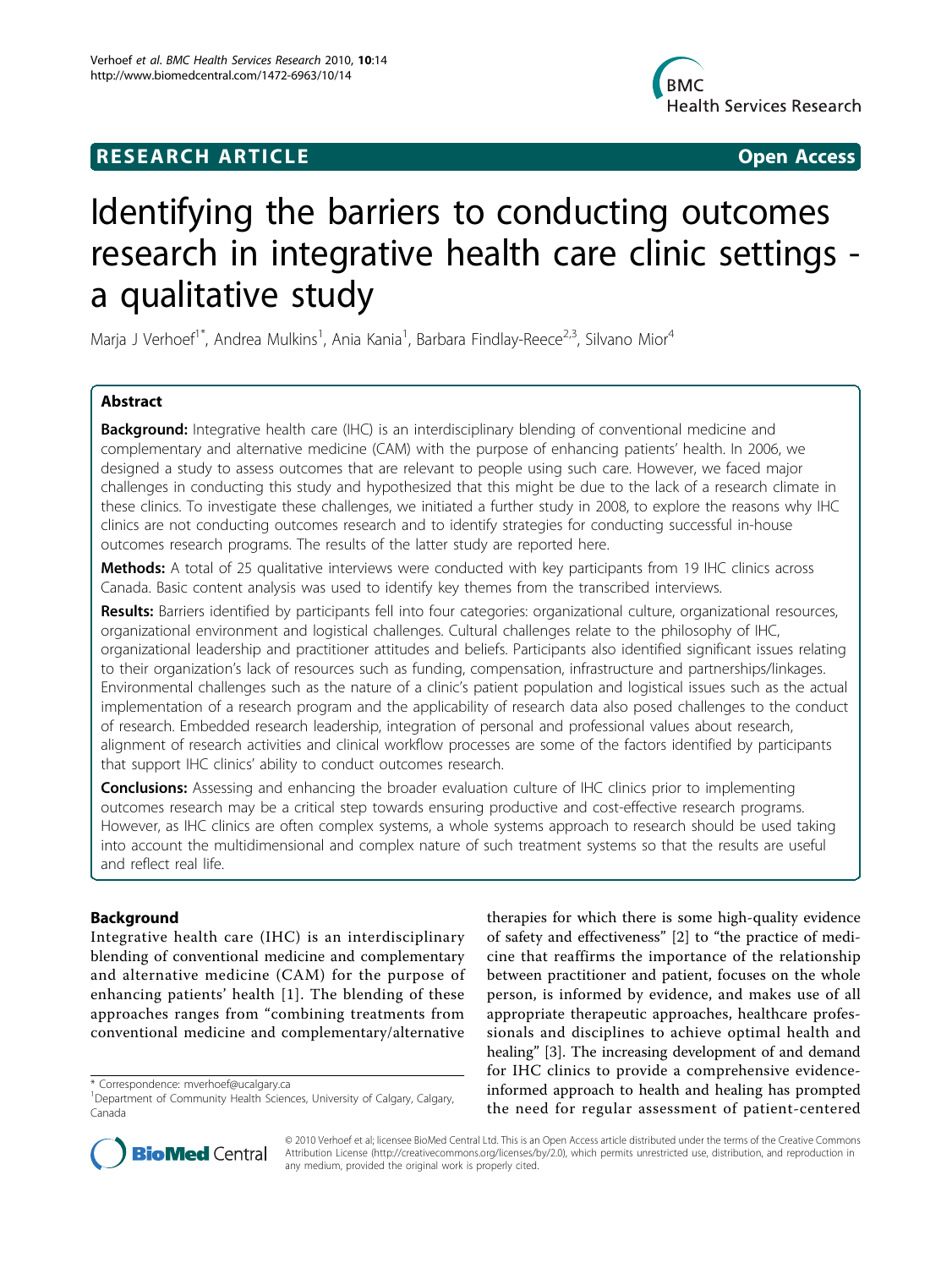**RESEARCH ARTICLE** **Open Access**

# Identifying the barriers to conducting outcomes research in integrative health care clinic settings - a qualitative study

Marja J Verhoef[1*], Andrea Mulkins[1], Ania Kania[1], Barbara Findlay-Reece[2,3], Silvano Mior[4]

## Abstract

**Background:** Integrative health care (IHC) is an interdisciplinary blending of conventional medicine and complementary and alternative medicine (CAM) with the purpose of enhancing patients' health. In 2006, we designed a study to assess outcomes that are relevant to people using such care. However, we faced major challenges in conducting this study and hypothesized that this might be due to the lack of a research climate in these clinics. To investigate these challenges, we initiated a further study in 2008, to explore the reasons why IHC clinics are not conducting outcomes research and to identify strategies for conducting successful in-house outcomes research programs. The results of the latter study are reported here.

**Methods:** A total of 25 qualitative interviews were conducted with key participants from 19 IHC clinics across Canada. Basic content analysis was used to identify key themes from the transcribed interviews.

**Results:** Barriers identified by participants fell into four categories: organizational culture, organizational resources, organizational environment and logistical challenges. Cultural challenges relate to the philosophy of IHC, organizational leadership and practitioner attitudes and beliefs. Participants also identified significant issues relating to their organization's lack of resources such as funding, compensation, infrastructure and partnerships/linkages. Environmental challenges such as the nature of a clinic's patient population and logistical issues such as the actual implementation of a research program and the applicability of research data also posed challenges to the conduct of research. Embedded research leadership, integration of personal and professional values about research, alignment of research activities and clinical workflow processes are some of the factors identified by participants that support IHC clinics' ability to conduct outcomes research.

**Conclusions:** Assessing and enhancing the broader evaluation culture of IHC clinics prior to implementing outcomes research may be a critical step towards ensuring productive and cost-effective research programs. However, as IHC clinics are often complex systems, a whole systems approach to research should be used taking into account the multidimensional and complex nature of such treatment systems so that the results are useful and reflect real life.

## Background

Integrative health care (IHC) is an interdisciplinary blending of conventional medicine and complementary and alternative medicine (CAM) with the purpose of enhancing patients' health [1]. The blending of these approaches ranges from "combining treatments from conventional medicine and complementary/alternative therapies for which there is some high-quality evidence of safety and effectiveness" [2] to "the practice of medicine that reaffirms the importance of the relationship between practitioner and patient, focuses on the whole person, is informed by evidence, and makes use of all appropriate therapeutic approaches, healthcare professionals and disciplines to achieve optimal health and healing" [3]. The increasing development of and demand for IHC clinics to provide a comprehensive evidence-informed approach to health and healing has prompted the need for regular assessment of patient-centered

\* Correspondence: mverhoef@ucalgary.ca
[1]Department of Community Health Sciences, University of Calgary, Calgary, Canada

© 2010 Verhoef et al; licensee BioMed Central Ltd. This is an Open Access article distributed under the terms of the Creative Commons Attribution License (http://creativecommons.org/licenses/by/2.0), which permits unrestricted use, distribution, and reproduction in any medium, provided the original work is properly cited.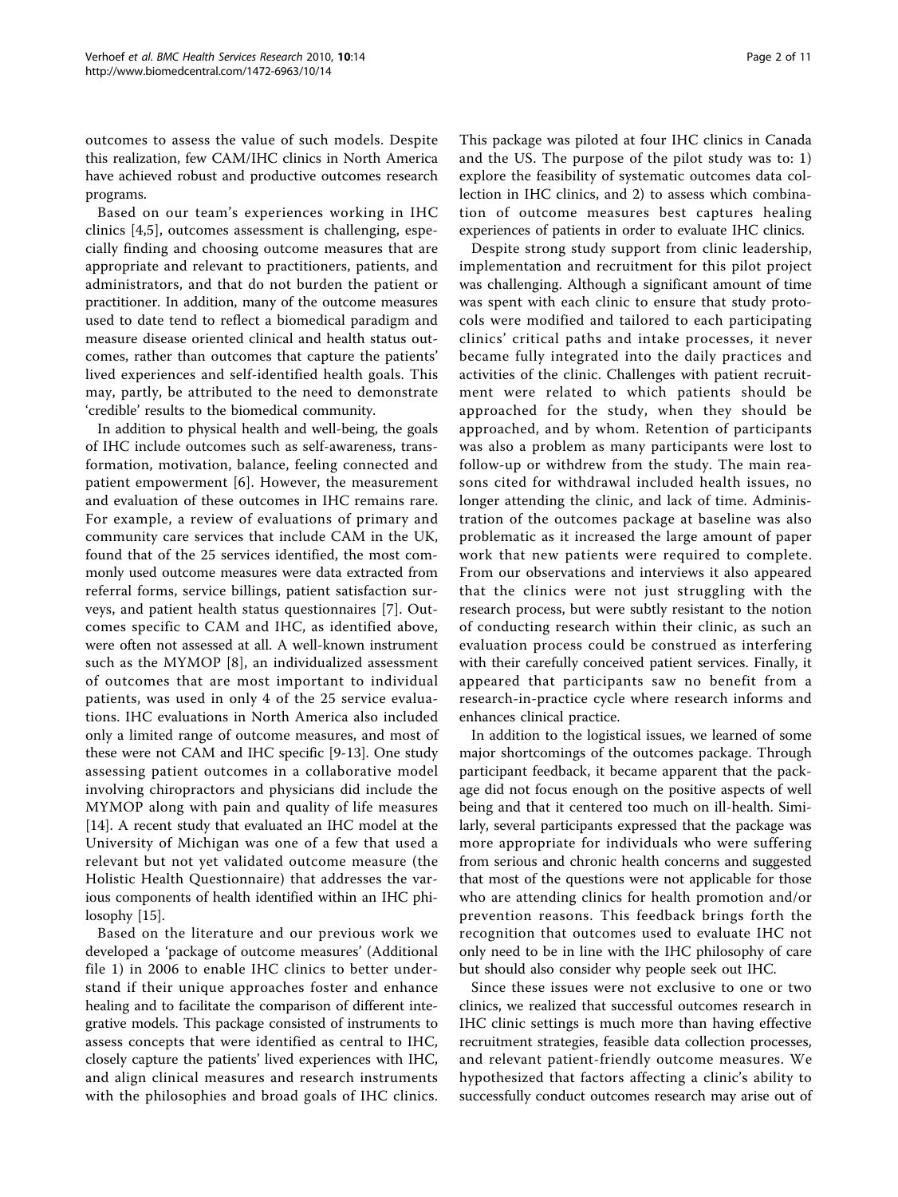outcomes to assess the value of such models. Despite this realization, few CAM/IHC clinics in North America have achieved robust and productive outcomes research programs.

Based on our team's experiences working in IHC clinics [4,5], outcomes assessment is challenging, especially finding and choosing outcome measures that are appropriate and relevant to practitioners, patients, and administrators, and that do not burden the patient or practitioner. In addition, many of the outcome measures used to date tend to reflect a biomedical paradigm and measure disease oriented clinical and health status outcomes, rather than outcomes that capture the patients' lived experiences and self-identified health goals. This may, partly, be attributed to the need to demonstrate 'credible' results to the biomedical community.

In addition to physical health and well-being, the goals of IHC include outcomes such as self-awareness, transformation, motivation, balance, feeling connected and patient empowerment [6]. However, the measurement and evaluation of these outcomes in IHC remains rare. For example, a review of evaluations of primary and community care services that include CAM in the UK, found that of the 25 services identified, the most commonly used outcome measures were data extracted from referral forms, service billings, patient satisfaction surveys, and patient health status questionnaires [7]. Outcomes specific to CAM and IHC, as identified above, were often not assessed at all. A well-known instrument such as the MYMOP [8], an individualized assessment of outcomes that are most important to individual patients, was used in only 4 of the 25 service evaluations. IHC evaluations in North America also included only a limited range of outcome measures, and most of these were not CAM and IHC specific [9-13]. One study assessing patient outcomes in a collaborative model involving chiropractors and physicians did include the MYMOP along with pain and quality of life measures [14]. A recent study that evaluated an IHC model at the University of Michigan was one of a few that used a relevant but not yet validated outcome measure (the Holistic Health Questionnaire) that addresses the various components of health identified within an IHC philosophy [15].

Based on the literature and our previous work we developed a 'package of outcome measures' (Additional file 1) in 2006 to enable IHC clinics to better understand if their unique approaches foster and enhance healing and to facilitate the comparison of different integrative models. This package consisted of instruments to assess concepts that were identified as central to IHC, closely capture the patients' lived experiences with IHC, and align clinical measures and research instruments with the philosophies and broad goals of IHC clinics. This package was piloted at four IHC clinics in Canada and the US. The purpose of the pilot study was to: 1) explore the feasibility of systematic outcomes data collection in IHC clinics, and 2) to assess which combination of outcome measures best captures healing experiences of patients in order to evaluate IHC clinics.

Despite strong study support from clinic leadership, implementation and recruitment for this pilot project was challenging. Although a significant amount of time was spent with each clinic to ensure that study protocols were modified and tailored to each participating clinics' critical paths and intake processes, it never became fully integrated into the daily practices and activities of the clinic. Challenges with patient recruitment were related to which patients should be approached for the study, when they should be approached, and by whom. Retention of participants was also a problem as many participants were lost to follow-up or withdrew from the study. The main reasons cited for withdrawal included health issues, no longer attending the clinic, and lack of time. Administration of the outcomes package at baseline was also problematic as it increased the large amount of paper work that new patients were required to complete. From our observations and interviews it also appeared that the clinics were not just struggling with the research process, but were subtly resistant to the notion of conducting research within their clinic, as such an evaluation process could be construed as interfering with their carefully conceived patient services. Finally, it appeared that participants saw no benefit from a research-in-practice cycle where research informs and enhances clinical practice.

In addition to the logistical issues, we learned of some major shortcomings of the outcomes package. Through participant feedback, it became apparent that the package did not focus enough on the positive aspects of well being and that it centered too much on ill-health. Similarly, several participants expressed that the package was more appropriate for individuals who were suffering from serious and chronic health concerns and suggested that most of the questions were not applicable for those who are attending clinics for health promotion and/or prevention reasons. This feedback brings forth the recognition that outcomes used to evaluate IHC not only need to be in line with the IHC philosophy of care but should also consider why people seek out IHC.

Since these issues were not exclusive to one or two clinics, we realized that successful outcomes research in IHC clinic settings is much more than having effective recruitment strategies, feasible data collection processes, and relevant patient-friendly outcome measures. We hypothesized that factors affecting a clinic's ability to successfully conduct outcomes research may arise out of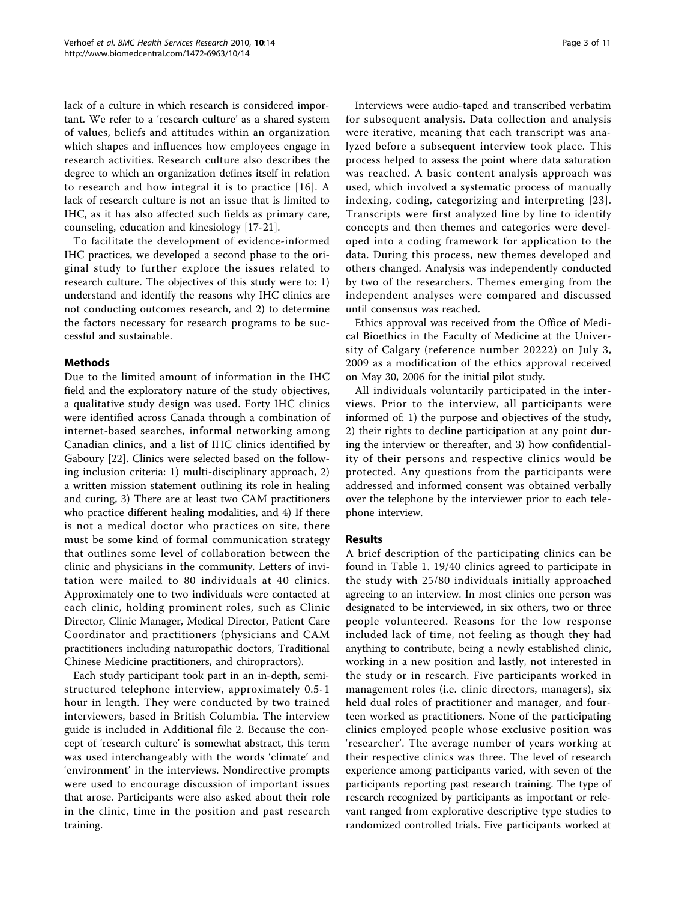lack of a culture in which research is considered important. We refer to a 'research culture' as a shared system of values, beliefs and attitudes within an organization which shapes and influences how employees engage in research activities. Research culture also describes the degree to which an organization defines itself in relation to research and how integral it is to practice [16]. A lack of research culture is not an issue that is limited to IHC, as it has also affected such fields as primary care, counseling, education and kinesiology [17-21].

To facilitate the development of evidence-informed IHC practices, we developed a second phase to the original study to further explore the issues related to research culture. The objectives of this study were to: 1) understand and identify the reasons why IHC clinics are not conducting outcomes research, and 2) to determine the factors necessary for research programs to be successful and sustainable.

## Methods

Due to the limited amount of information in the IHC field and the exploratory nature of the study objectives, a qualitative study design was used. Forty IHC clinics were identified across Canada through a combination of internet-based searches, informal networking among Canadian clinics, and a list of IHC clinics identified by Gaboury [22]. Clinics were selected based on the following inclusion criteria: 1) multi-disciplinary approach, 2) a written mission statement outlining its role in healing and curing, 3) There are at least two CAM practitioners who practice different healing modalities, and 4) If there is not a medical doctor who practices on site, there must be some kind of formal communication strategy that outlines some level of collaboration between the clinic and physicians in the community. Letters of invitation were mailed to 80 individuals at 40 clinics. Approximately one to two individuals were contacted at each clinic, holding prominent roles, such as Clinic Director, Clinic Manager, Medical Director, Patient Care Coordinator and practitioners (physicians and CAM practitioners including naturopathic doctors, Traditional Chinese Medicine practitioners, and chiropractors).

Each study participant took part in an in-depth, semi-structured telephone interview, approximately 0.5-1 hour in length. They were conducted by two trained interviewers, based in British Columbia. The interview guide is included in Additional file 2. Because the concept of 'research culture' is somewhat abstract, this term was used interchangeably with the words 'climate' and 'environment' in the interviews. Nondirective prompts were used to encourage discussion of important issues that arose. Participants were also asked about their role in the clinic, time in the position and past research training.

Interviews were audio-taped and transcribed verbatim for subsequent analysis. Data collection and analysis were iterative, meaning that each transcript was analyzed before a subsequent interview took place. This process helped to assess the point where data saturation was reached. A basic content analysis approach was used, which involved a systematic process of manually indexing, coding, categorizing and interpreting [23]. Transcripts were first analyzed line by line to identify concepts and then themes and categories were developed into a coding framework for application to the data. During this process, new themes developed and others changed. Analysis was independently conducted by two of the researchers. Themes emerging from the independent analyses were compared and discussed until consensus was reached.

Ethics approval was received from the Office of Medical Bioethics in the Faculty of Medicine at the University of Calgary (reference number 20222) on July 3, 2009 as a modification of the ethics approval received on May 30, 2006 for the initial pilot study.

All individuals voluntarily participated in the interviews. Prior to the interview, all participants were informed of: 1) the purpose and objectives of the study, 2) their rights to decline participation at any point during the interview or thereafter, and 3) how confidentiality of their persons and respective clinics would be protected. Any questions from the participants were addressed and informed consent was obtained verbally over the telephone by the interviewer prior to each telephone interview.

## Results

A brief description of the participating clinics can be found in Table 1. 19/40 clinics agreed to participate in the study with 25/80 individuals initially approached agreeing to an interview. In most clinics one person was designated to be interviewed, in six others, two or three people volunteered. Reasons for the low response included lack of time, not feeling as though they had anything to contribute, being a newly established clinic, working in a new position and lastly, not interested in the study or in research. Five participants worked in management roles (i.e. clinic directors, managers), six held dual roles of practitioner and manager, and fourteen worked as practitioners. None of the participating clinics employed people whose exclusive position was 'researcher'. The average number of years working at their respective clinics was three. The level of research experience among participants varied, with seven of the participants reporting past research training. The type of research recognized by participants as important or relevant ranged from explorative descriptive type studies to randomized controlled trials. Five participants worked at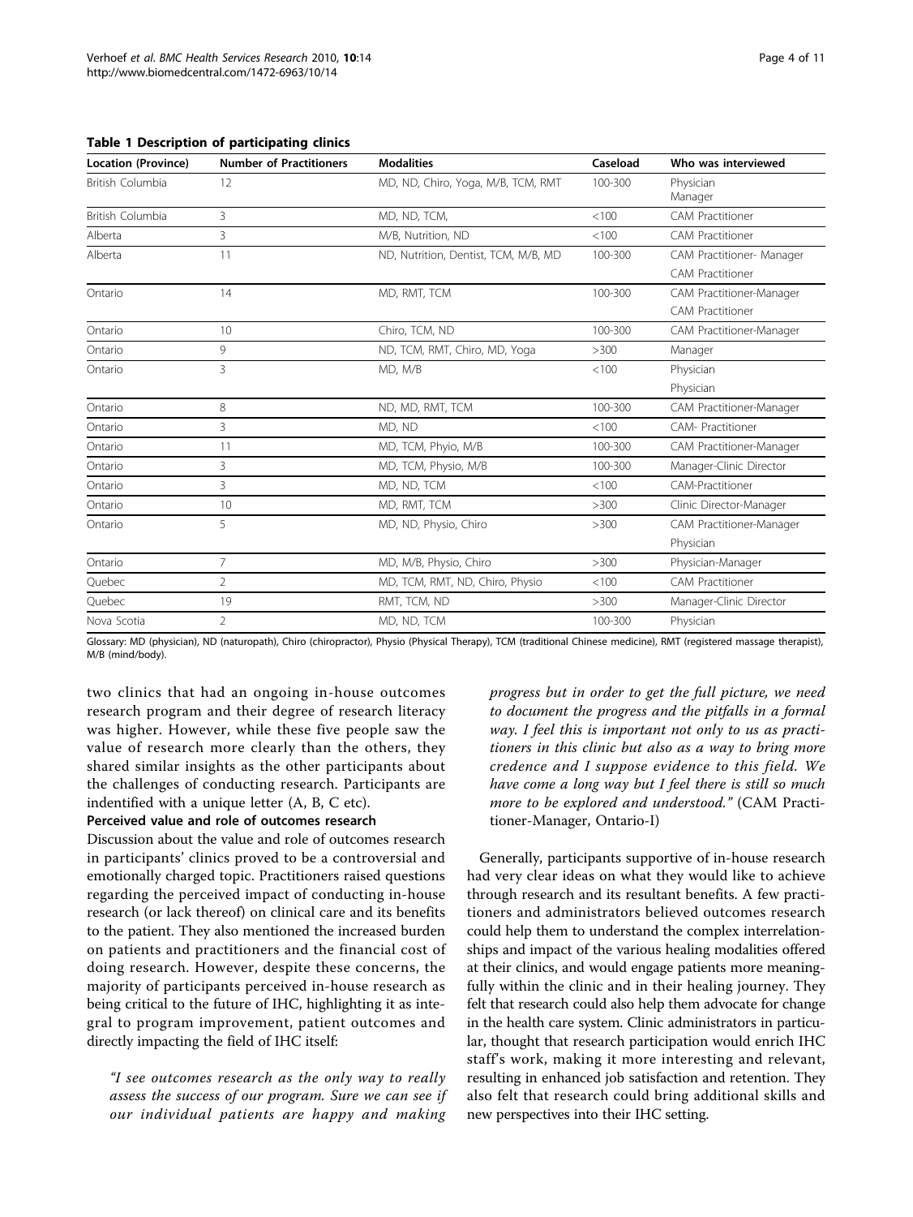**Table 1 Description of participating clinics**

| Location (Province) | Number of Practitioners | Modalities | Caseload | Who was interviewed |
|---|---|---|---|---|
| British Columbia | 12 | MD, ND, Chiro, Yoga, M/B, TCM, RMT | 100-300 | Physician<br>Manager |
| British Columbia | 3 | MD, ND, TCM, | <100 | CAM Practitioner |
| Alberta | 3 | M/B, Nutrition, ND | <100 | CAM Practitioner |
| Alberta | 11 | ND, Nutrition, Dentist, TCM, M/B, MD | 100-300 | CAM Practitioner- Manager<br>CAM Practitioner |
| Ontario | 14 | MD, RMT, TCM | 100-300 | CAM Practitioner-Manager<br>CAM Practitioner |
| Ontario | 10 | Chiro, TCM, ND | 100-300 | CAM Practitioner-Manager |
| Ontario | 9 | ND, TCM, RMT, Chiro, MD, Yoga | >300 | Manager |
| Ontario | 3 | MD, M/B | <100 | Physician<br>Physician |
| Ontario | 8 | ND, MD, RMT, TCM | 100-300 | CAM Practitioner-Manager |
| Ontario | 3 | MD, ND | <100 | CAM- Practitioner |
| Ontario | 11 | MD, TCM, Phyio, M/B | 100-300 | CAM Practitioner-Manager |
| Ontario | 3 | MD, TCM, Physio, M/B | 100-300 | Manager-Clinic Director |
| Ontario | 3 | MD, ND, TCM | <100 | CAM-Practitioner |
| Ontario | 10 | MD, RMT, TCM | >300 | Clinic Director-Manager |
| Ontario | 5 | MD, ND, Physio, Chiro | >300 | CAM Practitioner-Manager<br>Physician |
| Ontario | 7 | MD, M/B, Physio, Chiro | >300 | Physician-Manager |
| Quebec | 2 | MD, TCM, RMT, ND, Chiro, Physio | <100 | CAM Practitioner |
| Quebec | 19 | RMT, TCM, ND | >300 | Manager-Clinic Director |
| Nova Scotia | 2 | MD, ND, TCM | 100-300 | Physician |

Glossary: MD (physician), ND (naturopath), Chiro (chiropractor), Physio (Physical Therapy), TCM (traditional Chinese medicine), RMT (registered massage therapist), M/B (mind/body).

two clinics that had an ongoing in-house outcomes research program and their degree of research literacy was higher. However, while these five people saw the value of research more clearly than the others, they shared similar insights as the other participants about the challenges of conducting research. Participants are indentified with a unique letter (A, B, C etc).

#### Perceived value and role of outcomes research

Discussion about the value and role of outcomes research in participants' clinics proved to be a controversial and emotionally charged topic. Practitioners raised questions regarding the perceived impact of conducting in-house research (or lack thereof) on clinical care and its benefits to the patient. They also mentioned the increased burden on patients and practitioners and the financial cost of doing research. However, despite these concerns, the majority of participants perceived in-house research as being critical to the future of IHC, highlighting it as integral to program improvement, patient outcomes and directly impacting the field of IHC itself:

*"I see outcomes research as the only way to really assess the success of our program. Sure we can see if our individual patients are happy and making progress but in order to get the full picture, we need to document the progress and the pitfalls in a formal way. I feel this is important not only to us as practitioners in this clinic but also as a way to bring more credence and I suppose evidence to this field. We have come a long way but I feel there is still so much more to be explored and understood."* (CAM Practitioner-Manager, Ontario-I)

Generally, participants supportive of in-house research had very clear ideas on what they would like to achieve through research and its resultant benefits. A few practitioners and administrators believed outcomes research could help them to understand the complex interrelationships and impact of the various healing modalities offered at their clinics, and would engage patients more meaningfully within the clinic and in their healing journey. They felt that research could also help them advocate for change in the health care system. Clinic administrators in particular, thought that research participation would enrich IHC staff's work, making it more interesting and relevant, resulting in enhanced job satisfaction and retention. They also felt that research could bring additional skills and new perspectives into their IHC setting.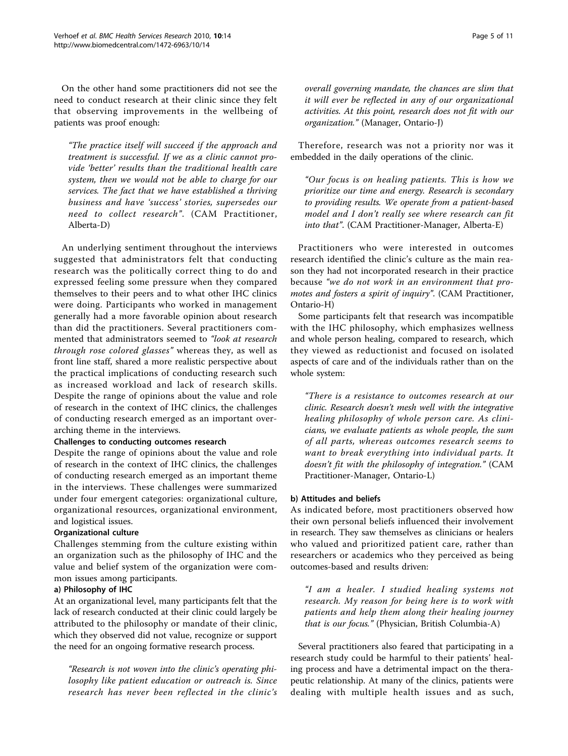On the other hand some practitioners did not see the need to conduct research at their clinic since they felt that observing improvements in the wellbeing of patients was proof enough:

> *"The practice itself will succeed if the approach and treatment is successful. If we as a clinic cannot provide 'better' results than the traditional health care system, then we would not be able to charge for our services. The fact that we have established a thriving business and have 'success' stories, supersedes our need to collect research"*. (CAM Practitioner, Alberta-D)

An underlying sentiment throughout the interviews suggested that administrators felt that conducting research was the politically correct thing to do and expressed feeling some pressure when they compared themselves to their peers and to what other IHC clinics were doing. Participants who worked in management generally had a more favorable opinion about research than did the practitioners. Several practitioners commented that administrators seemed to *"look at research through rose colored glasses"* whereas they, as well as front line staff, shared a more realistic perspective about the practical implications of conducting research such as increased workload and lack of research skills. Despite the range of opinions about the value and role of research in the context of IHC clinics, the challenges of conducting research emerged as an important overarching theme in the interviews.

### Challenges to conducting outcomes research

Despite the range of opinions about the value and role of research in the context of IHC clinics, the challenges of conducting research emerged as an important theme in the interviews. These challenges were summarized under four emergent categories: organizational culture, organizational resources, organizational environment, and logistical issues.

### Organizational culture

Challenges stemming from the culture existing within an organization such as the philosophy of IHC and the value and belief system of the organization were common issues among participants.

#### a) Philosophy of IHC

At an organizational level, many participants felt that the lack of research conducted at their clinic could largely be attributed to the philosophy or mandate of their clinic, which they observed did not value, recognize or support the need for an ongoing formative research process.

> *"Research is not woven into the clinic's operating philosophy like patient education or outreach is. Since research has never been reflected in the clinic's overall governing mandate, the chances are slim that it will ever be reflected in any of our organizational activities. At this point, research does not fit with our organization."* (Manager, Ontario-J)

Therefore, research was not a priority nor was it embedded in the daily operations of the clinic.

> *"Our focus is on healing patients. This is how we prioritize our time and energy. Research is secondary to providing results. We operate from a patient-based model and I don't really see where research can fit into that"*. (CAM Practitioner-Manager, Alberta-E)

Practitioners who were interested in outcomes research identified the clinic's culture as the main reason they had not incorporated research in their practice because *"we do not work in an environment that promotes and fosters a spirit of inquiry"*. (CAM Practitioner, Ontario-H)

Some participants felt that research was incompatible with the IHC philosophy, which emphasizes wellness and whole person healing, compared to research, which they viewed as reductionist and focused on isolated aspects of care and of the individuals rather than on the whole system:

> *"There is a resistance to outcomes research at our clinic. Research doesn't mesh well with the integrative healing philosophy of whole person care. As clinicians, we evaluate patients as whole people, the sum of all parts, whereas outcomes research seems to want to break everything into individual parts. It doesn't fit with the philosophy of integration."* (CAM Practitioner-Manager, Ontario-L)

#### b) Attitudes and beliefs

As indicated before, most practitioners observed how their own personal beliefs influenced their involvement in research. They saw themselves as clinicians or healers who valued and prioritized patient care, rather than researchers or academics who they perceived as being outcomes-based and results driven:

> *"I am a healer. I studied healing systems not research. My reason for being here is to work with patients and help them along their healing journey that is our focus."* (Physician, British Columbia-A)

Several practitioners also feared that participating in a research study could be harmful to their patients' healing process and have a detrimental impact on the therapeutic relationship. At many of the clinics, patients were dealing with multiple health issues and as such,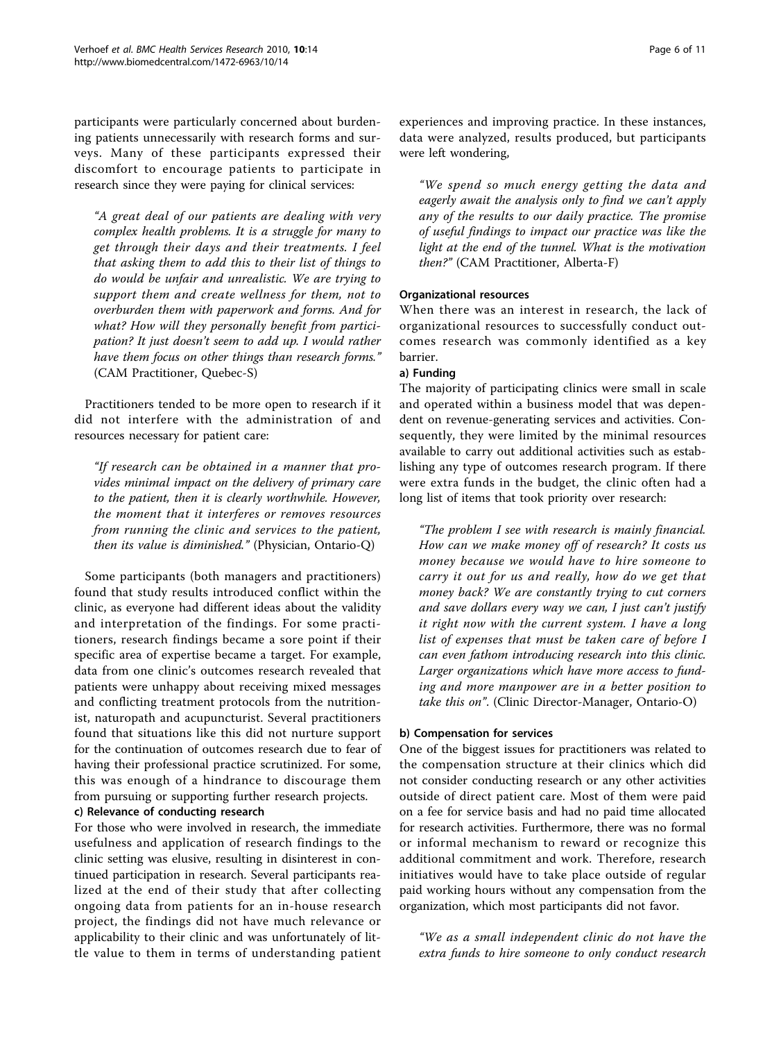participants were particularly concerned about burdening patients unnecessarily with research forms and surveys. Many of these participants expressed their discomfort to encourage patients to participate in research since they were paying for clinical services:

> *"A great deal of our patients are dealing with very complex health problems. It is a struggle for many to get through their days and their treatments. I feel that asking them to add this to their list of things to do would be unfair and unrealistic. We are trying to support them and create wellness for them, not to overburden them with paperwork and forms. And for what? How will they personally benefit from participation? It just doesn't seem to add up. I would rather have them focus on other things than research forms."* (CAM Practitioner, Quebec-S)

Practitioners tended to be more open to research if it did not interfere with the administration of and resources necessary for patient care:

> *"If research can be obtained in a manner that provides minimal impact on the delivery of primary care to the patient, then it is clearly worthwhile. However, the moment that it interferes or removes resources from running the clinic and services to the patient, then its value is diminished."* (Physician, Ontario-Q)

Some participants (both managers and practitioners) found that study results introduced conflict within the clinic, as everyone had different ideas about the validity and interpretation of the findings. For some practitioners, research findings became a sore point if their specific area of expertise became a target. For example, data from one clinic's outcomes research revealed that patients were unhappy about receiving mixed messages and conflicting treatment protocols from the nutritionist, naturopath and acupuncturist. Several practitioners found that situations like this did not nurture support for the continuation of outcomes research due to fear of having their professional practice scrutinized. For some, this was enough of a hindrance to discourage them from pursuing or supporting further research projects.

**c) Relevance of conducting research**

For those who were involved in research, the immediate usefulness and application of research findings to the clinic setting was elusive, resulting in disinterest in continued participation in research. Several participants realized at the end of their study that after collecting ongoing data from patients for an in-house research project, the findings did not have much relevance or applicability to their clinic and was unfortunately of little value to them in terms of understanding patient experiences and improving practice. In these instances, data were analyzed, results produced, but participants were left wondering,

> *"We spend so much energy getting the data and eagerly await the analysis only to find we can't apply any of the results to our daily practice. The promise of useful findings to impact our practice was like the light at the end of the tunnel. What is the motivation then?"* (CAM Practitioner, Alberta-F)

### Organizational resources

When there was an interest in research, the lack of organizational resources to successfully conduct outcomes research was commonly identified as a key barrier.

**a) Funding**

The majority of participating clinics were small in scale and operated within a business model that was dependent on revenue-generating services and activities. Consequently, they were limited by the minimal resources available to carry out additional activities such as establishing any type of outcomes research program. If there were extra funds in the budget, the clinic often had a long list of items that took priority over research:

> *"The problem I see with research is mainly financial. How can we make money off of research? It costs us money because we would have to hire someone to carry it out for us and really, how do we get that money back? We are constantly trying to cut corners and save dollars every way we can, I just can't justify it right now with the current system. I have a long list of expenses that must be taken care of before I can even fathom introducing research into this clinic. Larger organizations which have more access to funding and more manpower are in a better position to take this on".* (Clinic Director-Manager, Ontario-O)

**b) Compensation for services**

One of the biggest issues for practitioners was related to the compensation structure at their clinics which did not consider conducting research or any other activities outside of direct patient care. Most of them were paid on a fee for service basis and had no paid time allocated for research activities. Furthermore, there was no formal or informal mechanism to reward or recognize this additional commitment and work. Therefore, research initiatives would have to take place outside of regular paid working hours without any compensation from the organization, which most participants did not favor.

> *"We as a small independent clinic do not have the extra funds to hire someone to only conduct research*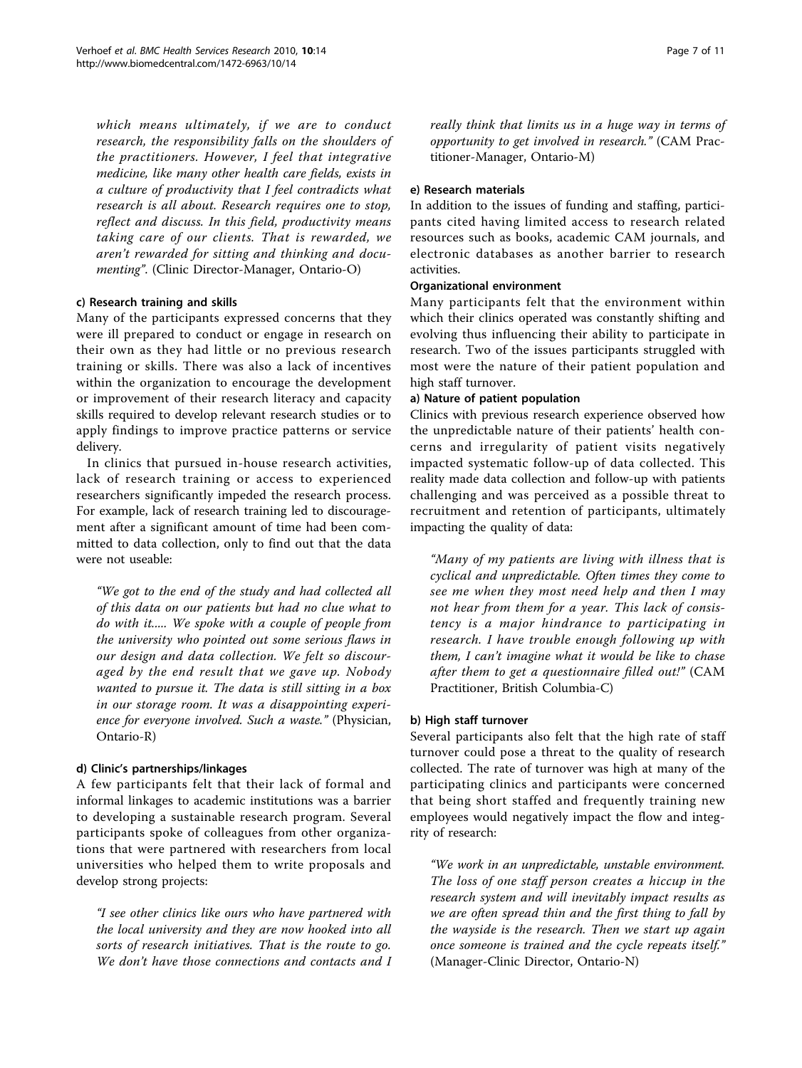*which means ultimately, if we are to conduct research, the responsibility falls on the shoulders of the practitioners. However, I feel that integrative medicine, like many other health care fields, exists in a culture of productivity that I feel contradicts what research is all about. Research requires one to stop, reflect and discuss. In this field, productivity means taking care of our clients. That is rewarded, we aren't rewarded for sitting and thinking and documenting".* (Clinic Director-Manager, Ontario-O)

#### c) Research training and skills

Many of the participants expressed concerns that they were ill prepared to conduct or engage in research on their own as they had little or no previous research training or skills. There was also a lack of incentives within the organization to encourage the development or improvement of their research literacy and capacity skills required to develop relevant research studies or to apply findings to improve practice patterns or service delivery.

In clinics that pursued in-house research activities, lack of research training or access to experienced researchers significantly impeded the research process. For example, lack of research training led to discouragement after a significant amount of time had been committed to data collection, only to find out that the data were not useable:

> *"We got to the end of the study and had collected all of this data on our patients but had no clue what to do with it..... We spoke with a couple of people from the university who pointed out some serious flaws in our design and data collection. We felt so discouraged by the end result that we gave up. Nobody wanted to pursue it. The data is still sitting in a box in our storage room. It was a disappointing experience for everyone involved. Such a waste."* (Physician, Ontario-R)

#### d) Clinic's partnerships/linkages

A few participants felt that their lack of formal and informal linkages to academic institutions was a barrier to developing a sustainable research program. Several participants spoke of colleagues from other organizations that were partnered with researchers from local universities who helped them to write proposals and develop strong projects:

> *"I see other clinics like ours who have partnered with the local university and they are now hooked into all sorts of research initiatives. That is the route to go. We don't have those connections and contacts and I really think that limits us in a huge way in terms of opportunity to get involved in research."* (CAM Practitioner-Manager, Ontario-M)

#### e) Research materials

In addition to the issues of funding and staffing, participants cited having limited access to research related resources such as books, academic CAM journals, and electronic databases as another barrier to research activities.

### Organizational environment

Many participants felt that the environment within which their clinics operated was constantly shifting and evolving thus influencing their ability to participate in research. Two of the issues participants struggled with most were the nature of their patient population and high staff turnover.

#### a) Nature of patient population

Clinics with previous research experience observed how the unpredictable nature of their patients' health concerns and irregularity of patient visits negatively impacted systematic follow-up of data collected. This reality made data collection and follow-up with patients challenging and was perceived as a possible threat to recruitment and retention of participants, ultimately impacting the quality of data:

> *"Many of my patients are living with illness that is cyclical and unpredictable. Often times they come to see me when they most need help and then I may not hear from them for a year. This lack of consistency is a major hindrance to participating in research. I have trouble enough following up with them, I can't imagine what it would be like to chase after them to get a questionnaire filled out!"* (CAM Practitioner, British Columbia-C)

#### b) High staff turnover

Several participants also felt that the high rate of staff turnover could pose a threat to the quality of research collected. The rate of turnover was high at many of the participating clinics and participants were concerned that being short staffed and frequently training new employees would negatively impact the flow and integrity of research:

> *"We work in an unpredictable, unstable environment. The loss of one staff person creates a hiccup in the research system and will inevitably impact results as we are often spread thin and the first thing to fall by the wayside is the research. Then we start up again once someone is trained and the cycle repeats itself."* (Manager-Clinic Director, Ontario-N)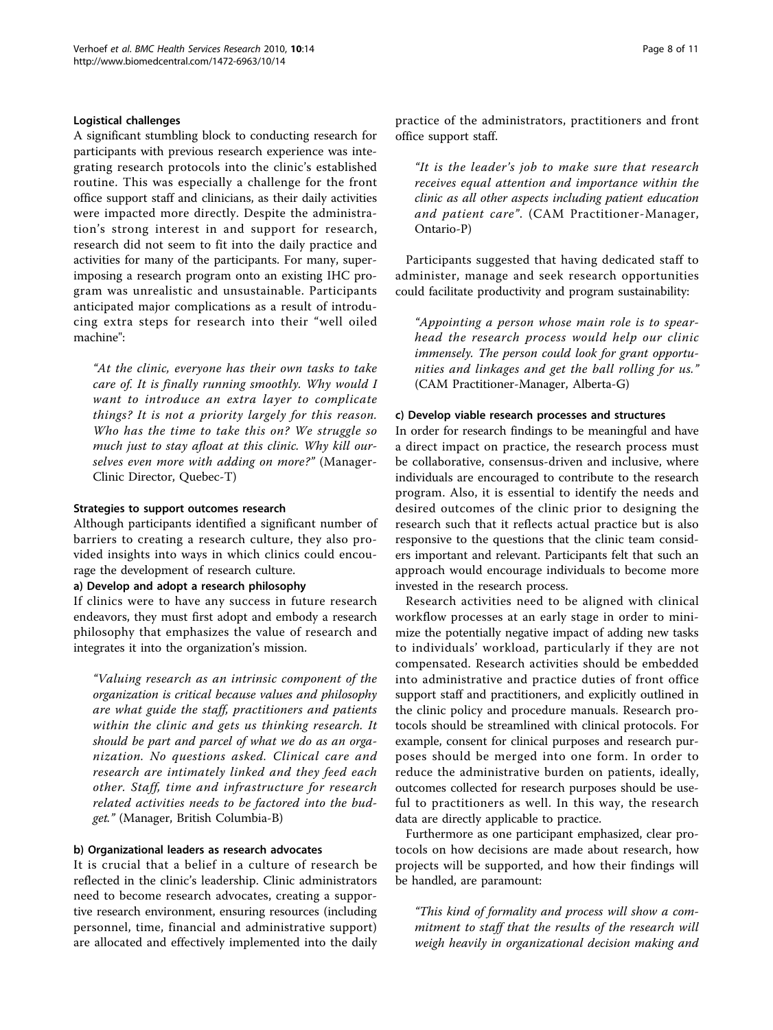#### Logistical challenges

A significant stumbling block to conducting research for participants with previous research experience was integrating research protocols into the clinic's established routine. This was especially a challenge for the front office support staff and clinicians, as their daily activities were impacted more directly. Despite the administration's strong interest in and support for research, research did not seem to fit into the daily practice and activities for many of the participants. For many, superimposing a research program onto an existing IHC program was unrealistic and unsustainable. Participants anticipated major complications as a result of introducing extra steps for research into their "well oiled machine":

> "At the clinic, everyone has their own tasks to take care of. It is finally running smoothly. Why would I want to introduce an extra layer to complicate things? It is not a priority largely for this reason. Who has the time to take this on? We struggle so much just to stay afloat at this clinic. Why kill ourselves even more with adding on more?" (Manager-Clinic Director, Quebec-T)

#### Strategies to support outcomes research

Although participants identified a significant number of barriers to creating a research culture, they also provided insights into ways in which clinics could encourage the development of research culture.

##### a) Develop and adopt a research philosophy

If clinics were to have any success in future research endeavors, they must first adopt and embody a research philosophy that emphasizes the value of research and integrates it into the organization's mission.

> "Valuing research as an intrinsic component of the organization is critical because values and philosophy are what guide the staff, practitioners and patients within the clinic and gets us thinking research. It should be part and parcel of what we do as an organization. No questions asked. Clinical care and research are intimately linked and they feed each other. Staff, time and infrastructure for research related activities needs to be factored into the budget." (Manager, British Columbia-B)

##### b) Organizational leaders as research advocates

It is crucial that a belief in a culture of research be reflected in the clinic's leadership. Clinic administrators need to become research advocates, creating a supportive research environment, ensuring resources (including personnel, time, financial and administrative support) are allocated and effectively implemented into the daily practice of the administrators, practitioners and front office support staff.

> "It is the leader's job to make sure that research receives equal attention and importance within the clinic as all other aspects including patient education and patient care". (CAM Practitioner-Manager, Ontario-P)

Participants suggested that having dedicated staff to administer, manage and seek research opportunities could facilitate productivity and program sustainability:

> "Appointing a person whose main role is to spearhead the research process would help our clinic immensely. The person could look for grant opportunities and linkages and get the ball rolling for us." (CAM Practitioner-Manager, Alberta-G)

##### c) Develop viable research processes and structures

In order for research findings to be meaningful and have a direct impact on practice, the research process must be collaborative, consensus-driven and inclusive, where individuals are encouraged to contribute to the research program. Also, it is essential to identify the needs and desired outcomes of the clinic prior to designing the research such that it reflects actual practice but is also responsive to the questions that the clinic team considers important and relevant. Participants felt that such an approach would encourage individuals to become more invested in the research process.

Research activities need to be aligned with clinical workflow processes at an early stage in order to minimize the potentially negative impact of adding new tasks to individuals' workload, particularly if they are not compensated. Research activities should be embedded into administrative and practice duties of front office support staff and practitioners, and explicitly outlined in the clinic policy and procedure manuals. Research protocols should be streamlined with clinical protocols. For example, consent for clinical purposes and research purposes should be merged into one form. In order to reduce the administrative burden on patients, ideally, outcomes collected for research purposes should be useful to practitioners as well. In this way, the research data are directly applicable to practice.

Furthermore as one participant emphasized, clear protocols on how decisions are made about research, how projects will be supported, and how their findings will be handled, are paramount:

> "This kind of formality and process will show a commitment to staff that the results of the research will weigh heavily in organizational decision making and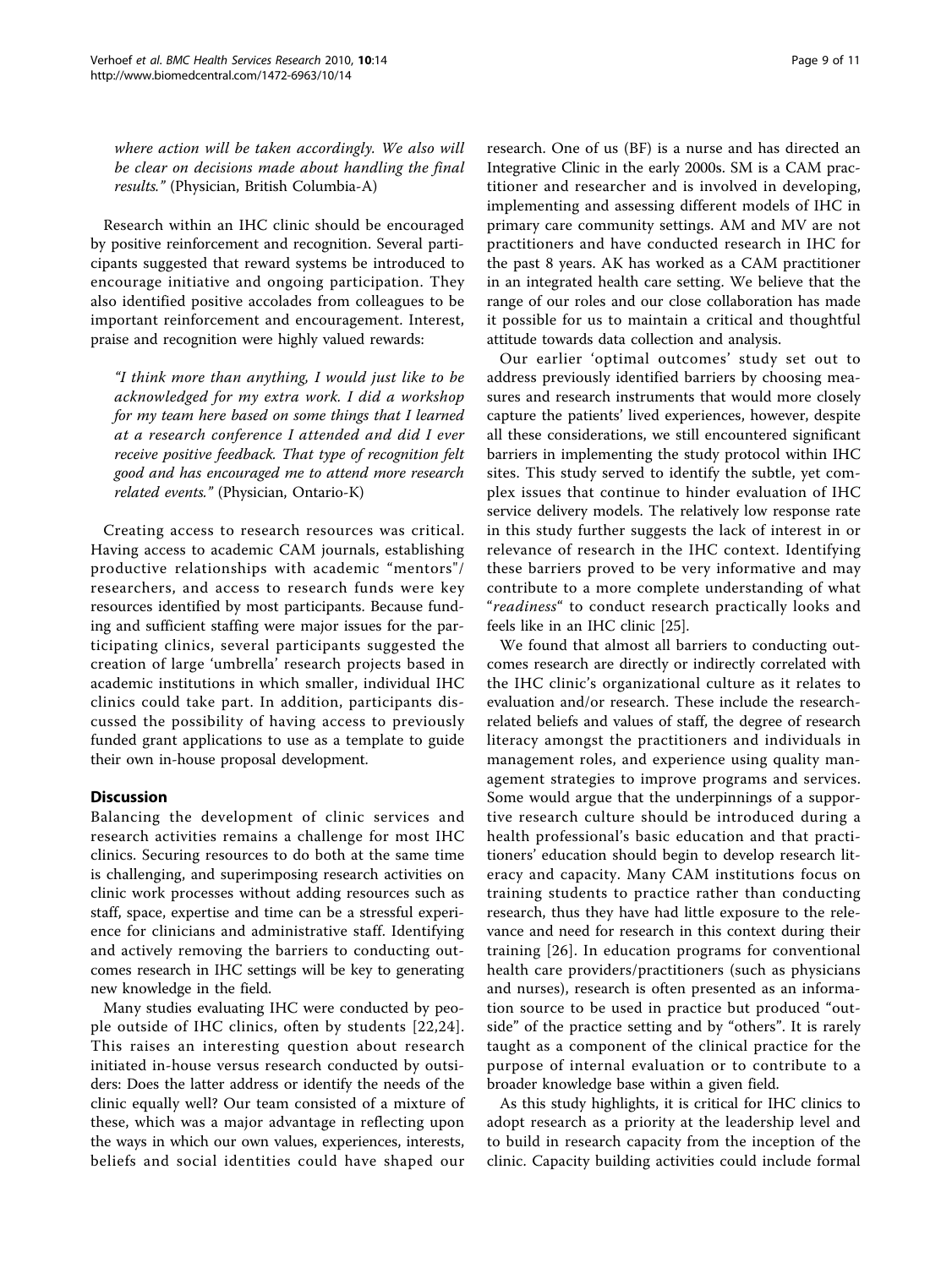*where action will be taken accordingly. We also will be clear on decisions made about handling the final results."* (Physician, British Columbia-A)

Research within an IHC clinic should be encouraged by positive reinforcement and recognition. Several participants suggested that reward systems be introduced to encourage initiative and ongoing participation. They also identified positive accolades from colleagues to be important reinforcement and encouragement. Interest, praise and recognition were highly valued rewards:

> *"I think more than anything, I would just like to be acknowledged for my extra work. I did a workshop for my team here based on some things that I learned at a research conference I attended and did I ever receive positive feedback. That type of recognition felt good and has encouraged me to attend more research related events."* (Physician, Ontario-K)

Creating access to research resources was critical. Having access to academic CAM journals, establishing productive relationships with academic "mentors"/ researchers, and access to research funds were key resources identified by most participants. Because funding and sufficient staffing were major issues for the participating clinics, several participants suggested the creation of large 'umbrella' research projects based in academic institutions in which smaller, individual IHC clinics could take part. In addition, participants discussed the possibility of having access to previously funded grant applications to use as a template to guide their own in-house proposal development.

## Discussion

Balancing the development of clinic services and research activities remains a challenge for most IHC clinics. Securing resources to do both at the same time is challenging, and superimposing research activities on clinic work processes without adding resources such as staff, space, expertise and time can be a stressful experience for clinicians and administrative staff. Identifying and actively removing the barriers to conducting outcomes research in IHC settings will be key to generating new knowledge in the field.

Many studies evaluating IHC were conducted by people outside of IHC clinics, often by students [22,24]. This raises an interesting question about research initiated in-house versus research conducted by outsiders: Does the latter address or identify the needs of the clinic equally well? Our team consisted of a mixture of these, which was a major advantage in reflecting upon the ways in which our own values, experiences, interests, beliefs and social identities could have shaped our research. One of us (BF) is a nurse and has directed an Integrative Clinic in the early 2000s. SM is a CAM practitioner and researcher and is involved in developing, implementing and assessing different models of IHC in primary care community settings. AM and MV are not practitioners and have conducted research in IHC for the past 8 years. AK has worked as a CAM practitioner in an integrated health care setting. We believe that the range of our roles and our close collaboration has made it possible for us to maintain a critical and thoughtful attitude towards data collection and analysis.

Our earlier 'optimal outcomes' study set out to address previously identified barriers by choosing measures and research instruments that would more closely capture the patients' lived experiences, however, despite all these considerations, we still encountered significant barriers in implementing the study protocol within IHC sites. This study served to identify the subtle, yet complex issues that continue to hinder evaluation of IHC service delivery models. The relatively low response rate in this study further suggests the lack of interest in or relevance of research in the IHC context. Identifying these barriers proved to be very informative and may contribute to a more complete understanding of what "*readiness*" to conduct research practically looks and feels like in an IHC clinic [25].

We found that almost all barriers to conducting outcomes research are directly or indirectly correlated with the IHC clinic's organizational culture as it relates to evaluation and/or research. These include the research-related beliefs and values of staff, the degree of research literacy amongst the practitioners and individuals in management roles, and experience using quality management strategies to improve programs and services. Some would argue that the underpinnings of a supportive research culture should be introduced during a health professional's basic education and that practitioners' education should begin to develop research literacy and capacity. Many CAM institutions focus on training students to practice rather than conducting research, thus they have had little exposure to the relevance and need for research in this context during their training [26]. In education programs for conventional health care providers/practitioners (such as physicians and nurses), research is often presented as an information source to be used in practice but produced "outside" of the practice setting and by "others". It is rarely taught as a component of the clinical practice for the purpose of internal evaluation or to contribute to a broader knowledge base within a given field.

As this study highlights, it is critical for IHC clinics to adopt research as a priority at the leadership level and to build in research capacity from the inception of the clinic. Capacity building activities could include formal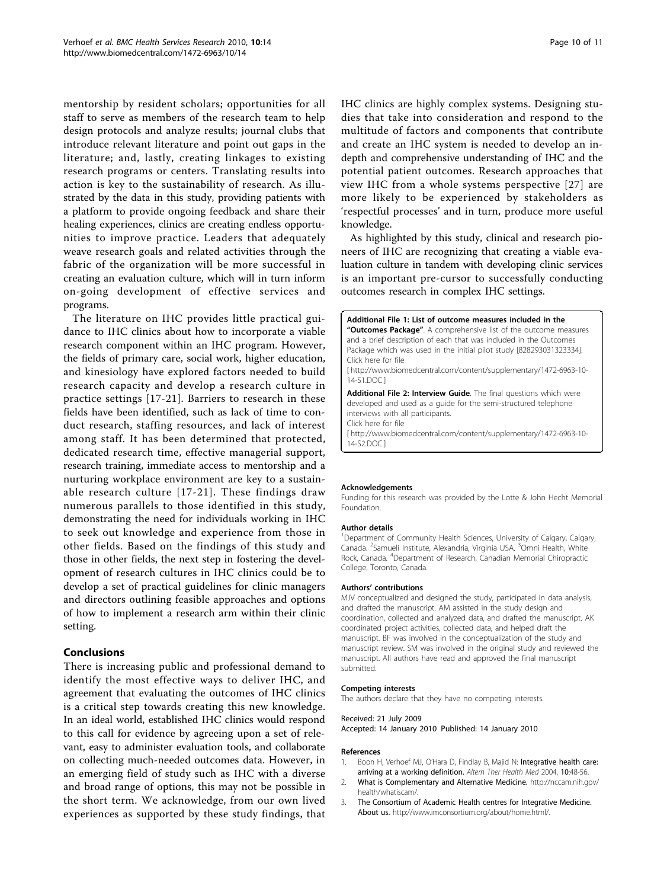mentorship by resident scholars; opportunities for all staff to serve as members of the research team to help design protocols and analyze results; journal clubs that introduce relevant literature and point out gaps in the literature; and, lastly, creating linkages to existing research programs or centers. Translating results into action is key to the sustainability of research. As illustrated by the data in this study, providing patients with a platform to provide ongoing feedback and share their healing experiences, clinics are creating endless opportunities to improve practice. Leaders that adequately weave research goals and related activities through the fabric of the organization will be more successful in creating an evaluation culture, which will in turn inform on-going development of effective services and programs.

The literature on IHC provides little practical guidance to IHC clinics about how to incorporate a viable research component within an IHC program. However, the fields of primary care, social work, higher education, and kinesiology have explored factors needed to build research capacity and develop a research culture in practice settings [17-21]. Barriers to research in these fields have been identified, such as lack of time to conduct research, staffing resources, and lack of interest among staff. It has been determined that protected, dedicated research time, effective managerial support, research training, immediate access to mentorship and a nurturing workplace environment are key to a sustainable research culture [17-21]. These findings draw numerous parallels to those identified in this study, demonstrating the need for individuals working in IHC to seek out knowledge and experience from those in other fields. Based on the findings of this study and those in other fields, the next step in fostering the development of research cultures in IHC clinics could be to develop a set of practical guidelines for clinic managers and directors outlining feasible approaches and options of how to implement a research arm within their clinic setting.

## Conclusions

There is increasing public and professional demand to identify the most effective ways to deliver IHC, and agreement that evaluating the outcomes of IHC clinics is a critical step towards creating this new knowledge. In an ideal world, established IHC clinics would respond to this call for evidence by agreeing upon a set of relevant, easy to administer evaluation tools, and collaborate on collecting much-needed outcomes data. However, in an emerging field of study such as IHC with a diverse and broad range of options, this may not be possible in the short term. We acknowledge, from our own lived experiences as supported by these study findings, that IHC clinics are highly complex systems. Designing studies that take into consideration and respond to the multitude of factors and components that contribute and create an IHC system is needed to develop an in-depth and comprehensive understanding of IHC and the potential patient outcomes. Research approaches that view IHC from a whole systems perspective [27] are more likely to be experienced by stakeholders as 'respectful processes' and in turn, produce more useful knowledge.

As highlighted by this study, clinical and research pioneers of IHC are recognizing that creating a viable evaluation culture in tandem with developing clinic services is an important pre-cursor to successfully conducting outcomes research in complex IHC settings.

**Additional File 1: List of outcome measures included in the "Outcomes Package"**. A comprehensive list of the outcome measures and a brief description of each that was included in the Outcomes Package which was used in the initial pilot study [828293031323334].
Click here for file
[ http://www.biomedcentral.com/content/supplementary/1472-6963-10-14-S1.DOC ]

**Additional File 2: Interview Guide**. The final questions which were developed and used as a guide for the semi-structured telephone interviews with all participants.
Click here for file
[ http://www.biomedcentral.com/content/supplementary/1472-6963-10-14-S2.DOC ]

#### Acknowledgements

Funding for this research was provided by the Lotte & John Hecht Memorial Foundation.

#### Author details

[1]Department of Community Health Sciences, University of Calgary, Calgary, Canada. [2]Samueli Institute, Alexandria, Virginia USA. [3]Omni Health, White Rock, Canada. [4]Department of Research, Canadian Memorial Chiropractic College, Toronto, Canada.

#### Authors' contributions

MJV conceptualized and designed the study, participated in data analysis, and drafted the manuscript. AM assisted in the study design and coordination, collected and analyzed data, and drafted the manuscript. AK coordinated project activities, collected data, and helped draft the manuscript. BF was involved in the conceptualization of the study and manuscript review. SM was involved in the original study and reviewed the manuscript. All authors have read and approved the final manuscript submitted.

#### Competing interests

The authors declare that they have no competing interests.

Received: 21 July 2009
Accepted: 14 January 2010 Published: 14 January 2010

#### References

1. Boon H, Verhoef MJ, O'Hara D, Findlay B, Majid N: **Integrative health care: arriving at a working definition.** *Altern Ther Health Med* 2004, **10**:48-56.
2. **What is Complementary and Alternative Medicine.** http://nccam.nih.gov/health/whatiscam/.
3. **The Consortium of Academic Health centres for Integrative Medicine. About us.** http://www.imconsortium.org/about/home.html/.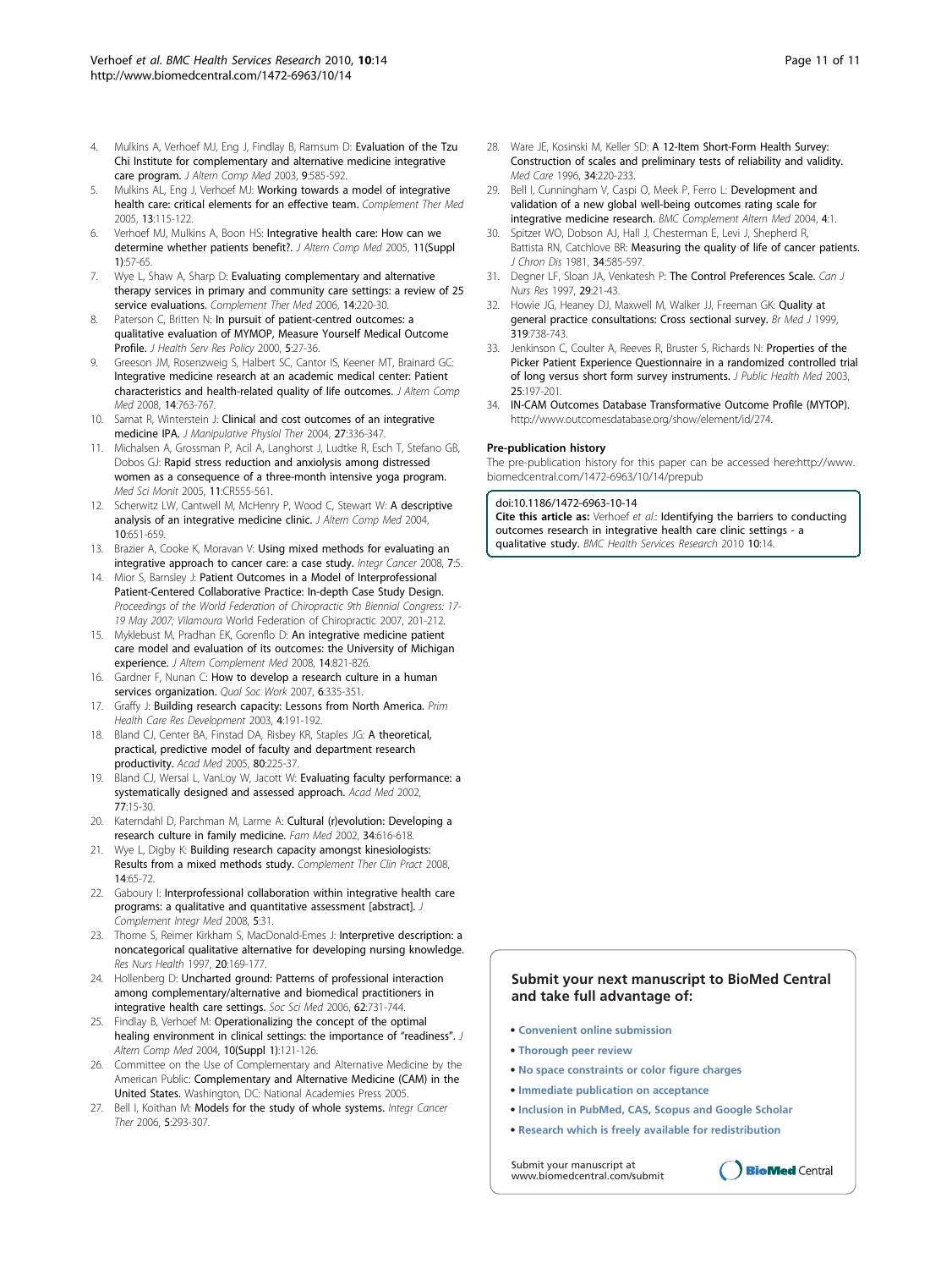4. Mulkins A, Verhoef MJ, Eng J, Findlay B, Ramsum D: **Evaluation of the Tzu Chi Institute for complementary and alternative medicine integrative care program.** *J Altern Comp Med* 2003, **9**:585-592.
5. Mulkins AL, Eng J, Verhoef MJ: **Working towards a model of integrative health care: critical elements for an effective team.** *Complement Ther Med* 2005, **13**:115-122.
6. Verhoef MJ, Mulkins A, Boon HS: **Integrative health care: How can we determine whether patients benefit?.** *J Altern Comp Med* 2005, **11(Suppl 1)**:57-65.
7. Wye L, Shaw A, Sharp D: **Evaluating complementary and alternative therapy services in primary and community care settings: a review of 25 service evaluations.** *Complement Ther Med* 2006, **14**:220-30.
8. Paterson C, Britten N: **In pursuit of patient-centred outcomes: a qualitative evaluation of MYMOP, Measure Yourself Medical Outcome Profile.** *J Health Serv Res Policy* 2000, **5**:27-36.
9. Greeson JM, Rosenzweig S, Halbert SC, Cantor IS, Keener MT, Brainard GC: **Integrative medicine research at an academic medical center: Patient characteristics and health-related quality of life outcomes.** *J Altern Comp Med* 2008, **14**:763-767.
10. Sarnat R, Winterstein J: **Clinical and cost outcomes of an integrative medicine IPA.** *J Manipulative Physiol Ther* 2004, **27**:336-347.
11. Michalsen A, Grossman P, Acil A, Langhorst J, Ludtke R, Esch T, Stefano GB, Dobos GJ: **Rapid stress reduction and anxiolysis among distressed women as a consequence of a three-month intensive yoga program.** *Med Sci Monit* 2005, **11**:CR555-561.
12. Scherwitz LW, Cantwell M, McHenry P, Wood C, Stewart W: **A descriptive analysis of an integrative medicine clinic.** *J Altern Comp Med* 2004, **10**:651-659.
13. Brazier A, Cooke K, Moravan V: **Using mixed methods for evaluating an integrative approach to cancer care: a case study.** *Integr Cancer* 2008, **7**:5.
14. Mior S, Barnsley J: **Patient Outcomes in a Model of Interprofessional Patient-Centered Collaborative Practice: In-depth Case Study Design.** *Proceedings of the World Federation of Chiropractic 9th Biennial Congress: 17-19 May 2007; Vilamoura* World Federation of Chiropractic 2007, 201-212.
15. Myklebust M, Pradhan EK, Gorenflo D: **An integrative medicine patient care model and evaluation of its outcomes: the University of Michigan experience.** *J Altern Complement Med* 2008, **14**:821-826.
16. Gardner F, Nunan C: **How to develop a research culture in a human services organization.** *Qual Soc Work* 2007, **6**:335-351.
17. Graffy J: **Building research capacity: Lessons from North America.** *Prim Health Care Res Development* 2003, **4**:191-192.
18. Bland CJ, Center BA, Finstad DA, Risbey KR, Staples JG: **A theoretical, practical, predictive model of faculty and department research productivity.** *Acad Med* 2005, **80**:225-37.
19. Bland CJ, Wersal L, VanLoy W, Jacott W: **Evaluating faculty performance: a systematically designed and assessed approach.** *Acad Med* 2002, **77**:15-30.
20. Katerndahl D, Parchman M, Larme A: **Cultural (r)evolution: Developing a research culture in family medicine.** *Fam Med* 2002, **34**:616-618.
21. Wye L, Digby K: **Building research capacity amongst kinesiologists: Results from a mixed methods study.** *Complement Ther Clin Pract* 2008, **14**:65-72.
22. Gaboury I: **Interprofessional collaboration within integrative health care programs: a qualitative and quantitative assessment [abstract].** *J Complement Integr Med* 2008, **5**:31.
23. Thorne S, Reimer Kirkham S, MacDonald-Emes J: **Interpretive description: a noncategorical qualitative alternative for developing nursing knowledge.** *Res Nurs Health* 1997, **20**:169-177.
24. Hollenberg D: **Uncharted ground: Patterns of professional interaction among complementary/alternative and biomedical practitioners in integrative health care settings.** *Soc Sci Med* 2006, **62**:731-744.
25. Findlay B, Verhoef M: **Operationalizing the concept of the optimal healing environment in clinical settings: the importance of "readiness".** *J Altern Comp Med* 2004, **10(Suppl 1)**:121-126.
26. Committee on the Use of Complementary and Alternative Medicine by the American Public: **Complementary and Alternative Medicine (CAM) in the United States.** Washington, DC: National Academies Press 2005.
27. Bell I, Koithan M: **Models for the study of whole systems.** *Integr Cancer Ther* 2006, **5**:293-307.
28. Ware JE, Kosinski M, Keller SD: **A 12-Item Short-Form Health Survey: Construction of scales and preliminary tests of reliability and validity.** *Med Care* 1996, **34**:220-233.
29. Bell I, Cunningham V, Caspi O, Meek P, Ferro L: **Development and validation of a new global well-being outcomes rating scale for integrative medicine research.** *BMC Complement Altern Med* 2004, **4**:1.
30. Spitzer WO, Dobson AJ, Hall J, Chesterman E, Levi J, Shepherd R, Battista RN, Catchlove BR: **Measuring the quality of life of cancer patients.** *J Chron Dis* 1981, **34**:585-597.
31. Degner LF, Sloan JA, Venkatesh P: **The Control Preferences Scale.** *Can J Nurs Res* 1997, **29**:21-43.
32. Howie JG, Heaney DJ, Maxwell M, Walker JJ, Freeman GK: **Quality at general practice consultations: Cross sectional survey.** *Br Med J* 1999, **319**:738-743.
33. Jenkinson C, Coulter A, Reeves R, Bruster S, Richards N: **Properties of the Picker Patient Experience Questionnaire in a randomized controlled trial of long versus short form survey instruments.** *J Public Health Med* 2003, **25**:197-201.
34. IN-CAM Outcomes Database Transformative Outcome Profile (MYTOP). http://www.outcomesdatabase.org/show/element/id/274.

### Pre-publication history

The pre-publication history for this paper can be accessed here:http://www.biomedcentral.com/1472-6963/10/14/prepub

doi:10.1186/1472-6963-10-14

**Cite this article as:** Verhoef *et al.*: Identifying the barriers to conducting outcomes research in integrative health care clinic settings - a qualitative study. *BMC Health Services Research* 2010 **10**:14.

**Submit your next manuscript to BioMed Central and take full advantage of:**

- Convenient online submission
- Thorough peer review
- No space constraints or color figure charges
- Immediate publication on acceptance
- Inclusion in PubMed, CAS, Scopus and Google Scholar
- Research which is freely available for redistribution

Submit your manuscript at www.biomedcentral.com/submit

BioMed Central